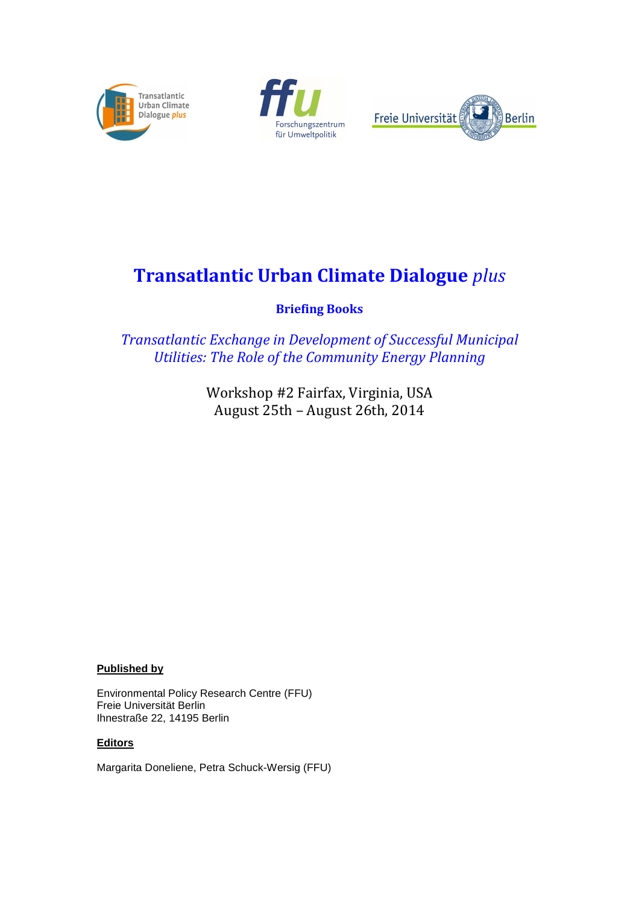# Transatlantic Urban Climate Dialogue *plus*

## Briefing Books

*Transatlantic Exchange in Development of Successful Municipal Utilities: The Role of the Community Energy Planning*

Workshop #2 Fairfax, Virginia, USA
August 25th – August 26th, 2014

**Published by**

Environmental Policy Research Centre (FFU)
Freie Universität Berlin
Ihnestraße 22, 14195 Berlin

**Editors**

Margarita Doneliene, Petra Schuck-Wersig (FFU)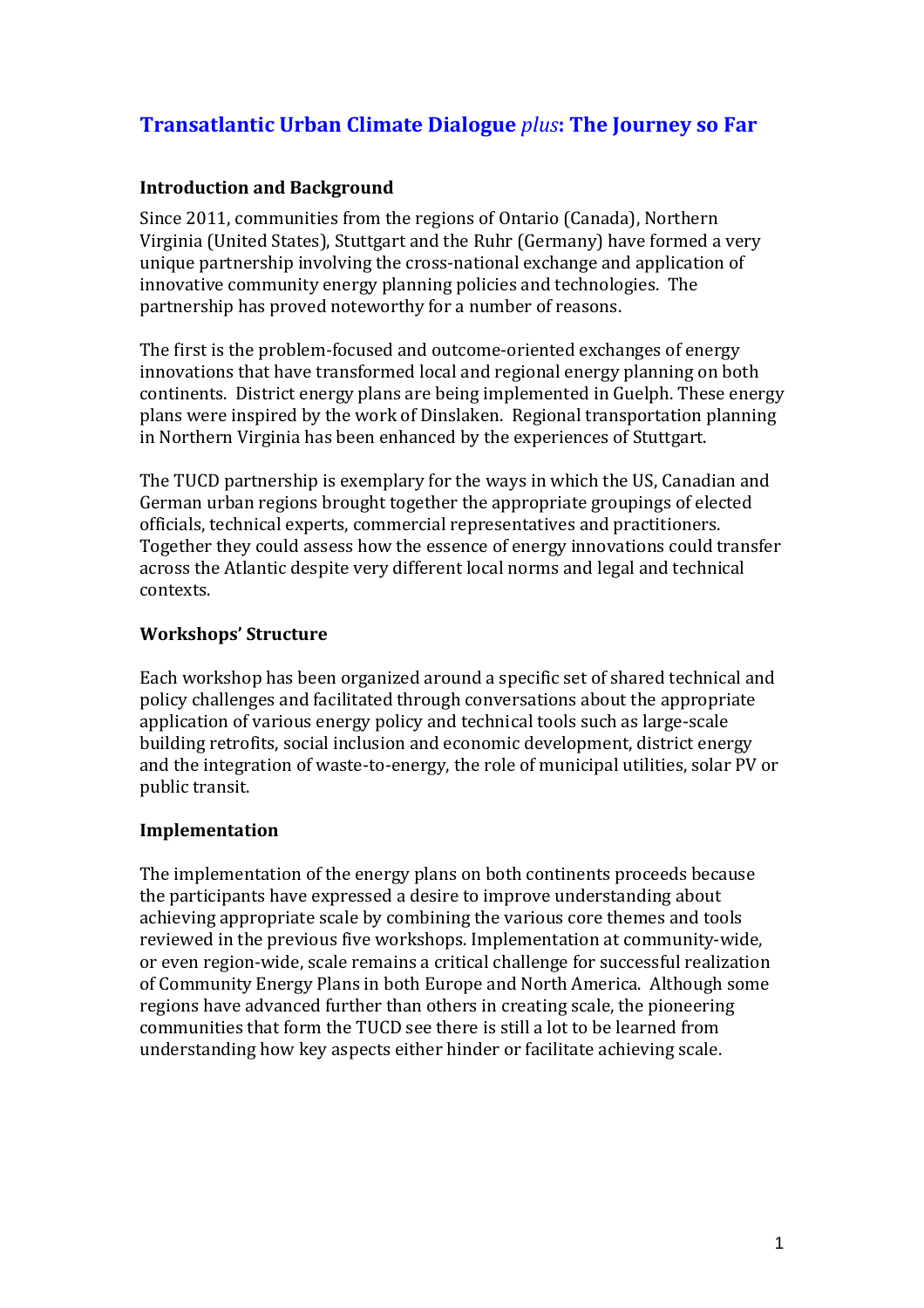# Transatlantic Urban Climate Dialogue *plus*: The Journey so Far

## Introduction and Background

Since 2011, communities from the regions of Ontario (Canada), Northern Virginia (United States), Stuttgart and the Ruhr (Germany) have formed a very unique partnership involving the cross-national exchange and application of innovative community energy planning policies and technologies. The partnership has proved noteworthy for a number of reasons.

The first is the problem-focused and outcome-oriented exchanges of energy innovations that have transformed local and regional energy planning on both continents. District energy plans are being implemented in Guelph. These energy plans were inspired by the work of Dinslaken. Regional transportation planning in Northern Virginia has been enhanced by the experiences of Stuttgart.

The TUCD partnership is exemplary for the ways in which the US, Canadian and German urban regions brought together the appropriate groupings of elected officials, technical experts, commercial representatives and practitioners. Together they could assess how the essence of energy innovations could transfer across the Atlantic despite very different local norms and legal and technical contexts.

## Workshops' Structure

Each workshop has been organized around a specific set of shared technical and policy challenges and facilitated through conversations about the appropriate application of various energy policy and technical tools such as large-scale building retrofits, social inclusion and economic development, district energy and the integration of waste-to-energy, the role of municipal utilities, solar PV or public transit.

## Implementation

The implementation of the energy plans on both continents proceeds because the participants have expressed a desire to improve understanding about achieving appropriate scale by combining the various core themes and tools reviewed in the previous five workshops. Implementation at community-wide, or even region-wide, scale remains a critical challenge for successful realization of Community Energy Plans in both Europe and North America. Although some regions have advanced further than others in creating scale, the pioneering communities that form the TUCD see there is still a lot to be learned from understanding how key aspects either hinder or facilitate achieving scale.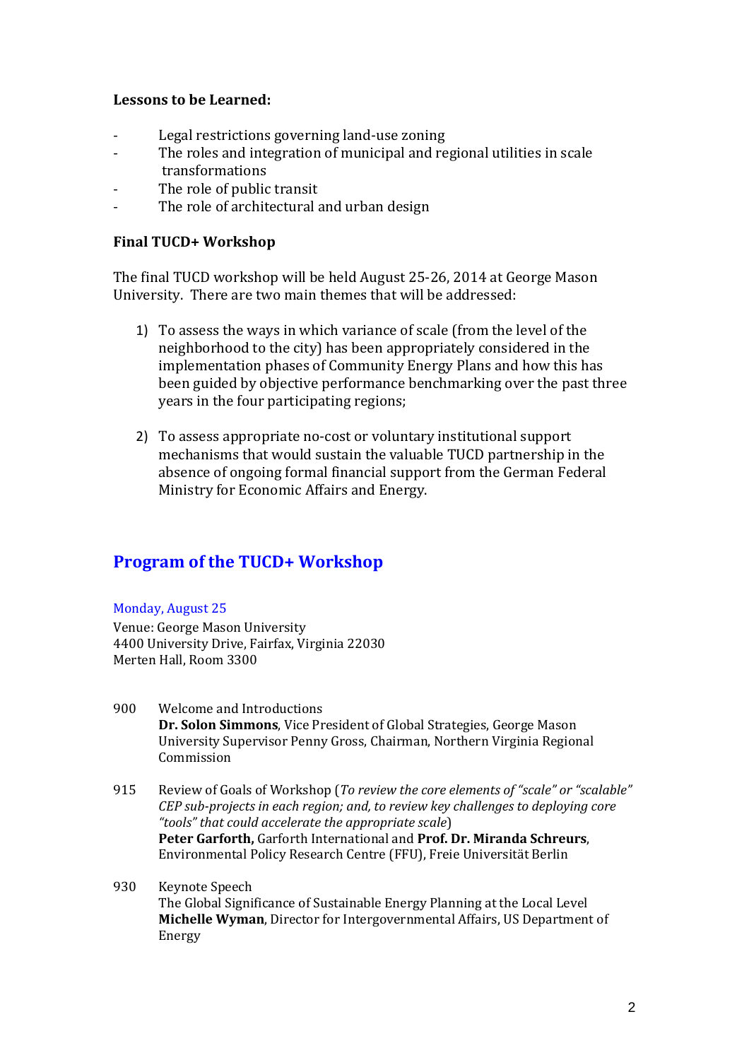**Lessons to be Learned:**

- Legal restrictions governing land-use zoning
- The roles and integration of municipal and regional utilities in scale transformations
- The role of public transit
- The role of architectural and urban design

**Final TUCD+ Workshop**

The final TUCD workshop will be held August 25-26, 2014 at George Mason University. There are two main themes that will be addressed:

1) To assess the ways in which variance of scale (from the level of the neighborhood to the city) has been appropriately considered in the implementation phases of Community Energy Plans and how this has been guided by objective performance benchmarking over the past three years in the four participating regions;

2) To assess appropriate no-cost or voluntary institutional support mechanisms that would sustain the valuable TUCD partnership in the absence of ongoing formal financial support from the German Federal Ministry for Economic Affairs and Energy.

## Program of the TUCD+ Workshop

### Monday, August 25

Venue: George Mason University
4400 University Drive, Fairfax, Virginia 22030
Merten Hall, Room 3300

900 Welcome and Introductions
**Dr. Solon Simmons**, Vice President of Global Strategies, George Mason University Supervisor Penny Gross, Chairman, Northern Virginia Regional Commission

915 Review of Goals of Workshop (*To review the core elements of "scale" or "scalable" CEP sub-projects in each region; and, to review key challenges to deploying core "tools" that could accelerate the appropriate scale*)
**Peter Garforth,** Garforth International and **Prof. Dr. Miranda Schreurs**, Environmental Policy Research Centre (FFU), Freie Universität Berlin

930 Keynote Speech
The Global Significance of Sustainable Energy Planning at the Local Level
**Michelle Wyman**, Director for Intergovernmental Affairs, US Department of Energy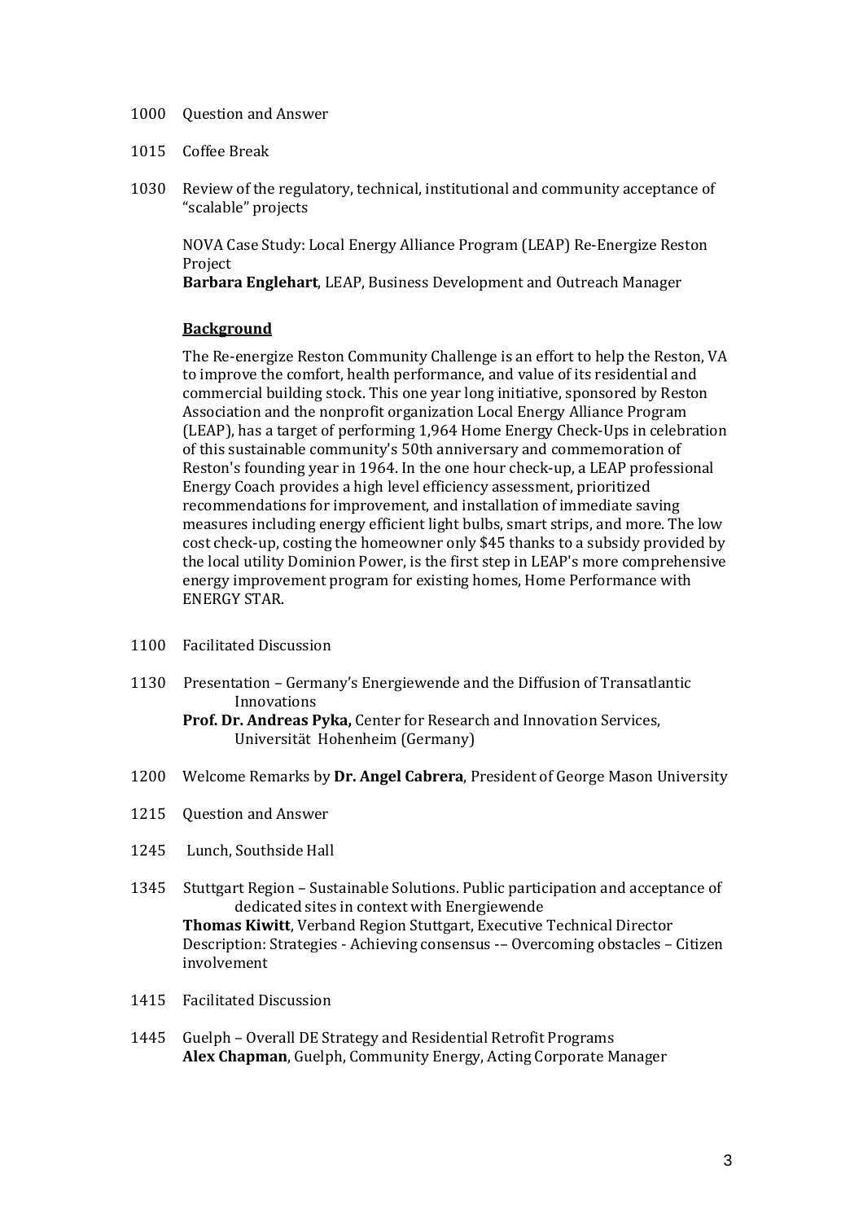1000 Question and Answer

1015 Coffee Break

1030 Review of the regulatory, technical, institutional and community acceptance of "scalable" projects

NOVA Case Study: Local Energy Alliance Program (LEAP) Re-Energize Reston Project
**Barbara Englehart**, LEAP, Business Development and Outreach Manager

**Background**

The Re-energize Reston Community Challenge is an effort to help the Reston, VA to improve the comfort, health performance, and value of its residential and commercial building stock. This one year long initiative, sponsored by Reston Association and the nonprofit organization Local Energy Alliance Program (LEAP), has a target of performing 1,964 Home Energy Check-Ups in celebration of this sustainable community's 50th anniversary and commemoration of Reston's founding year in 1964. In the one hour check-up, a LEAP professional Energy Coach provides a high level efficiency assessment, prioritized recommendations for improvement, and installation of immediate saving measures including energy efficient light bulbs, smart strips, and more. The low cost check-up, costing the homeowner only $45 thanks to a subsidy provided by the local utility Dominion Power, is the first step in LEAP's more comprehensive energy improvement program for existing homes, Home Performance with ENERGY STAR.

1100 Facilitated Discussion

1130 Presentation – Germany's Energiewende and the Diffusion of Transatlantic Innovations
**Prof. Dr. Andreas Pyka,** Center for Research and Innovation Services, Universität Hohenheim (Germany)

1200 Welcome Remarks by **Dr. Angel Cabrera**, President of George Mason University

1215 Question and Answer

1245 Lunch, Southside Hall

1345 Stuttgart Region – Sustainable Solutions. Public participation and acceptance of dedicated sites in context with Energiewende
**Thomas Kiwitt**, Verband Region Stuttgart, Executive Technical Director
Description: Strategies - Achieving consensus -– Overcoming obstacles – Citizen involvement

1415 Facilitated Discussion

1445 Guelph – Overall DE Strategy and Residential Retrofit Programs
**Alex Chapman**, Guelph, Community Energy, Acting Corporate Manager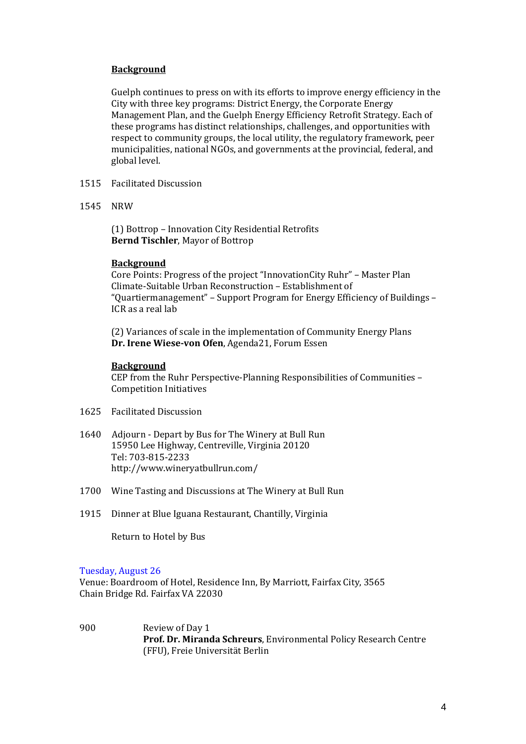**<u>Background</u>**

Guelph continues to press on with its efforts to improve energy efficiency in the City with three key programs: District Energy, the Corporate Energy Management Plan, and the Guelph Energy Efficiency Retrofit Strategy. Each of these programs has distinct relationships, challenges, and opportunities with respect to community groups, the local utility, the regulatory framework, peer municipalities, national NGOs, and governments at the provincial, federal, and global level.

1515 Facilitated Discussion

1545 NRW

(1) Bottrop – Innovation City Residential Retrofits
**Bernd Tischler**, Mayor of Bottrop

**<u>Background</u>**
Core Points: Progress of the project "InnovationCity Ruhr" – Master Plan Climate-Suitable Urban Reconstruction – Establishment of "Quartiermanagement" – Support Program for Energy Efficiency of Buildings – ICR as a real lab

(2) Variances of scale in the implementation of Community Energy Plans
**Dr. Irene Wiese-von Ofen**, Agenda21, Forum Essen

**<u>Background</u>**
CEP from the Ruhr Perspective-Planning Responsibilities of Communities – Competition Initiatives

1625 Facilitated Discussion

1640 Adjourn - Depart by Bus for The Winery at Bull Run
15950 Lee Highway, Centreville, Virginia 20120
Tel: 703-815-2233
http://www.wineryatbullrun.com/

1700 Wine Tasting and Discussions at The Winery at Bull Run

1915 Dinner at Blue Iguana Restaurant, Chantilly, Virginia

Return to Hotel by Bus

## Tuesday, August 26

Venue: Boardroom of Hotel, Residence Inn, By Marriott, Fairfax City, 3565 Chain Bridge Rd. Fairfax VA 22030

900 Review of Day 1
**Prof. Dr. Miranda Schreurs**, Environmental Policy Research Centre (FFU), Freie Universität Berlin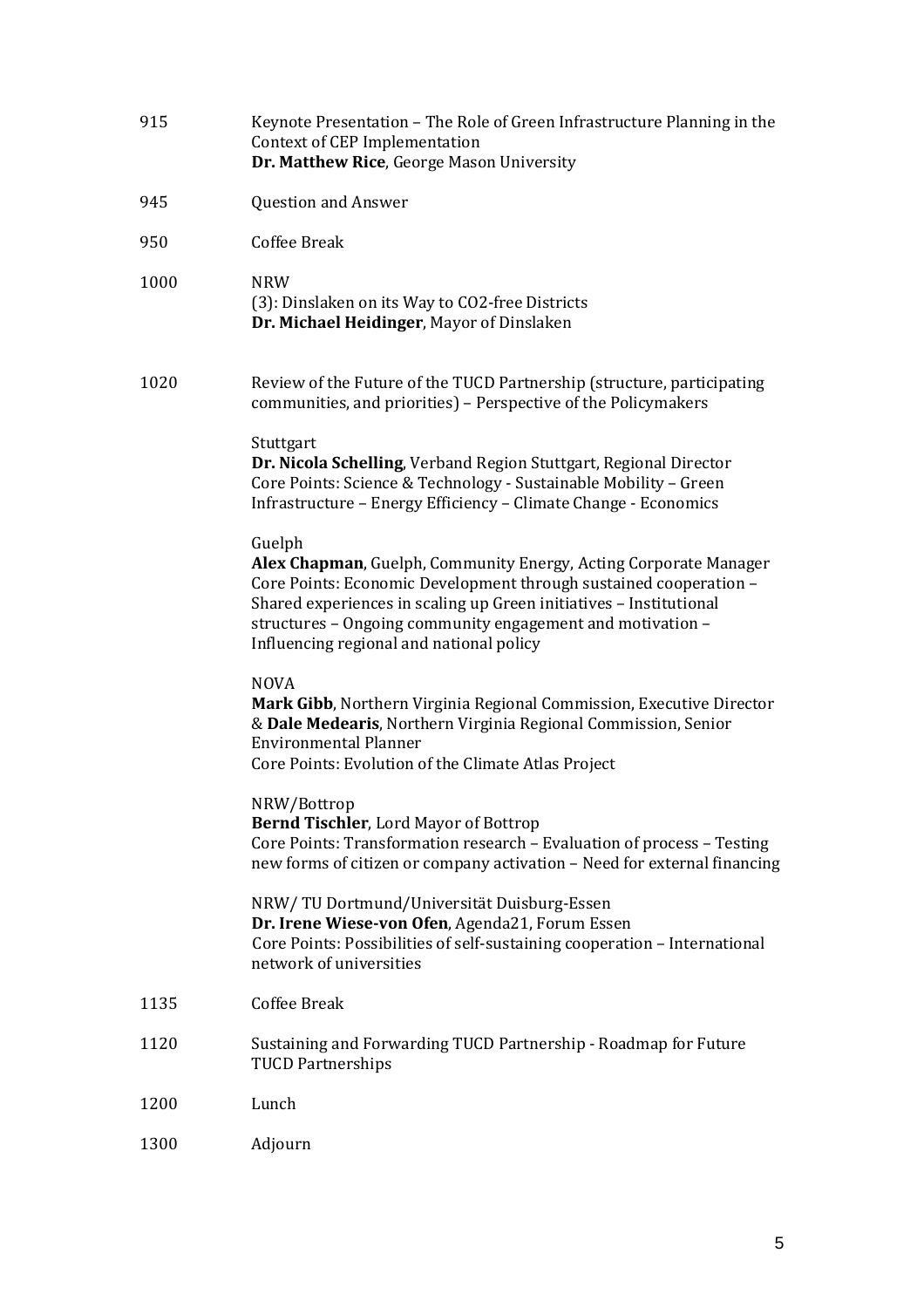| | |
|---|---|
| 915 | Keynote Presentation – The Role of Green Infrastructure Planning in the Context of CEP Implementation<br>**Dr. Matthew Rice**, George Mason University |
| 945 | Question and Answer |
| 950 | Coffee Break |
| 1000 | NRW<br>(3): Dinslaken on its Way to CO2-free Districts<br>**Dr. Michael Heidinger**, Mayor of Dinslaken |
| 1020 | Review of the Future of the TUCD Partnership (structure, participating communities, and priorities) – Perspective of the Policymakers<br><br>Stuttgart<br>**Dr. Nicola Schelling**, Verband Region Stuttgart, Regional Director<br>Core Points: Science & Technology - Sustainable Mobility – Green Infrastructure – Energy Efficiency – Climate Change - Economics<br><br>Guelph<br>**Alex Chapman**, Guelph, Community Energy, Acting Corporate Manager<br>Core Points: Economic Development through sustained cooperation – Shared experiences in scaling up Green initiatives – Institutional structures – Ongoing community engagement and motivation – Influencing regional and national policy<br><br>NOVA<br>**Mark Gibb**, Northern Virginia Regional Commission, Executive Director & **Dale Medearis**, Northern Virginia Regional Commission, Senior Environmental Planner<br>Core Points: Evolution of the Climate Atlas Project<br><br>NRW/Bottrop<br>**Bernd Tischler**, Lord Mayor of Bottrop<br>Core Points: Transformation research – Evaluation of process – Testing new forms of citizen or company activation – Need for external financing<br><br>NRW/ TU Dortmund/Universität Duisburg-Essen<br>**Dr. Irene Wiese-von Ofen**, Agenda21, Forum Essen<br>Core Points: Possibilities of self-sustaining cooperation – International network of universities |
| 1135 | Coffee Break |
| 1120 | Sustaining and Forwarding TUCD Partnership - Roadmap for Future TUCD Partnerships |
| 1200 | Lunch |
| 1300 | Adjourn |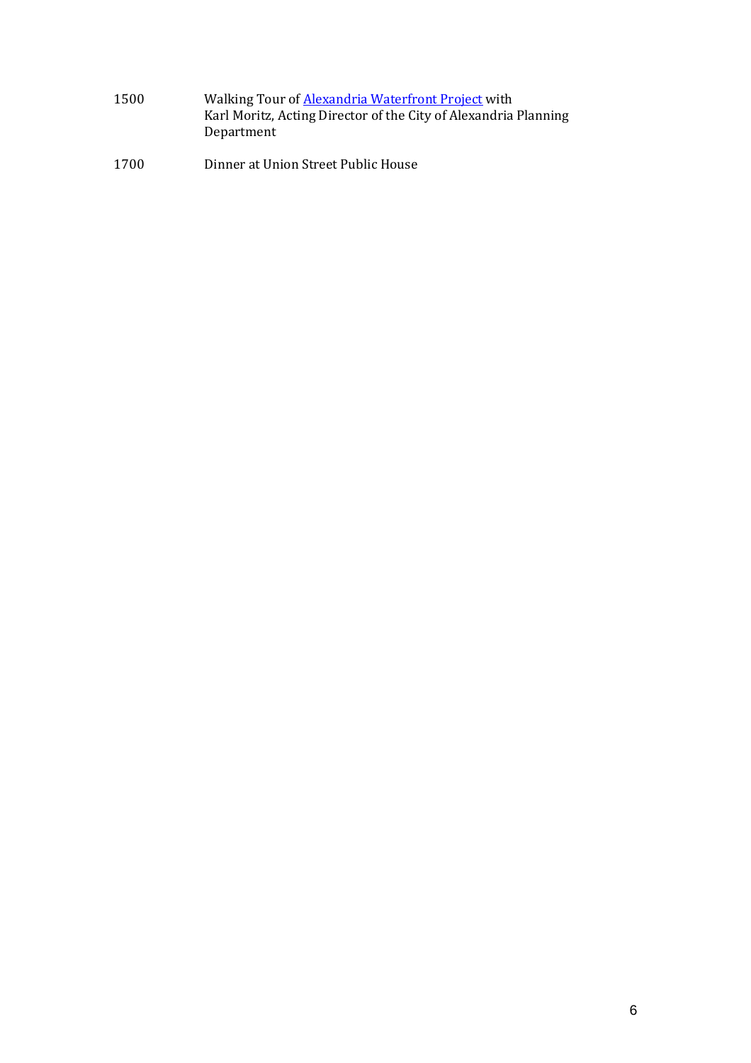| | |
|---|---|
| 1500 | Walking Tour of Alexandria Waterfront Project with Karl Moritz, Acting Director of the City of Alexandria Planning Department |
| 1700 | Dinner at Union Street Public House |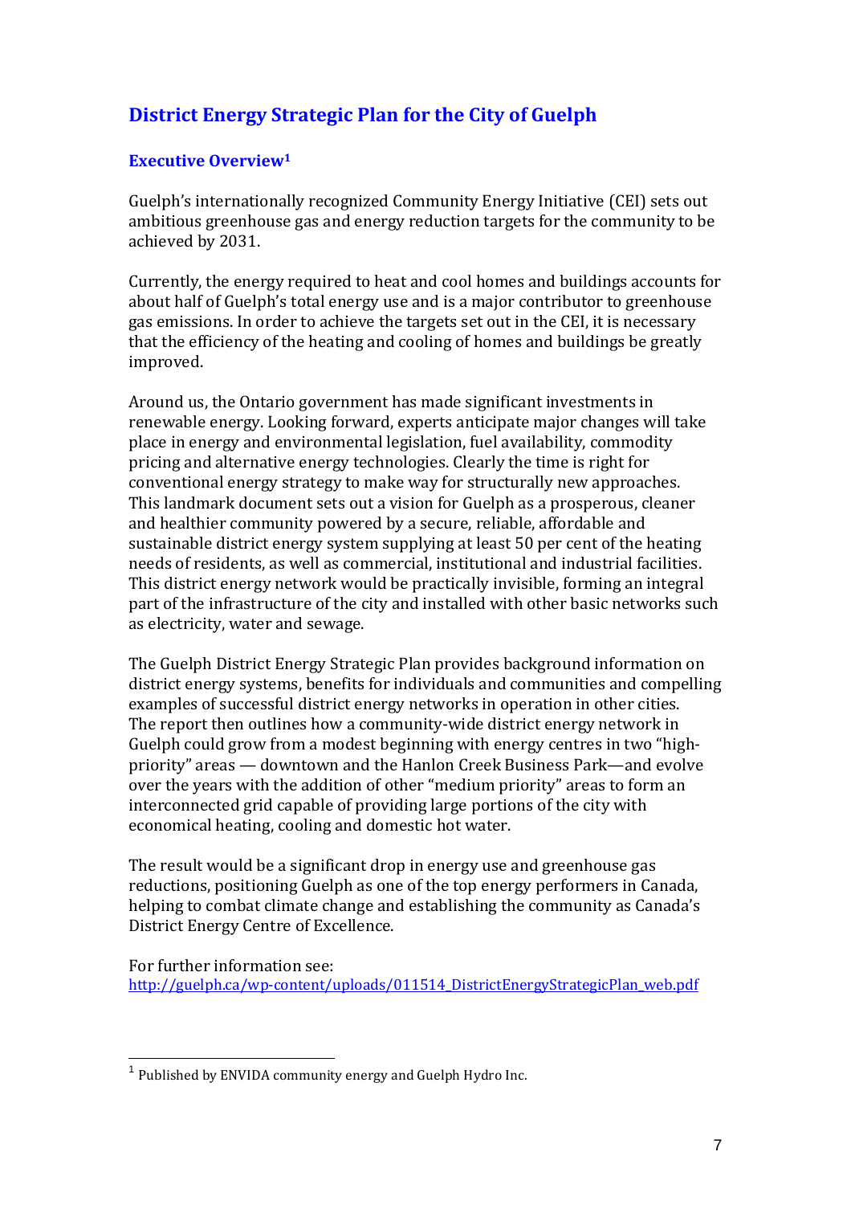## District Energy Strategic Plan for the City of Guelph

### Executive Overview[1]

Guelph's internationally recognized Community Energy Initiative (CEI) sets out ambitious greenhouse gas and energy reduction targets for the community to be achieved by 2031.

Currently, the energy required to heat and cool homes and buildings accounts for about half of Guelph's total energy use and is a major contributor to greenhouse gas emissions. In order to achieve the targets set out in the CEI, it is necessary that the efficiency of the heating and cooling of homes and buildings be greatly improved.

Around us, the Ontario government has made significant investments in renewable energy. Looking forward, experts anticipate major changes will take place in energy and environmental legislation, fuel availability, commodity pricing and alternative energy technologies. Clearly the time is right for conventional energy strategy to make way for structurally new approaches. This landmark document sets out a vision for Guelph as a prosperous, cleaner and healthier community powered by a secure, reliable, affordable and sustainable district energy system supplying at least 50 per cent of the heating needs of residents, as well as commercial, institutional and industrial facilities. This district energy network would be practically invisible, forming an integral part of the infrastructure of the city and installed with other basic networks such as electricity, water and sewage.

The Guelph District Energy Strategic Plan provides background information on district energy systems, benefits for individuals and communities and compelling examples of successful district energy networks in operation in other cities. The report then outlines how a community-wide district energy network in Guelph could grow from a modest beginning with energy centres in two "high-priority" areas — downtown and the Hanlon Creek Business Park—and evolve over the years with the addition of other "medium priority" areas to form an interconnected grid capable of providing large portions of the city with economical heating, cooling and domestic hot water.

The result would be a significant drop in energy use and greenhouse gas reductions, positioning Guelph as one of the top energy performers in Canada, helping to combat climate change and establishing the community as Canada's District Energy Centre of Excellence.

For further information see:
http://guelph.ca/wp-content/uploads/011514_DistrictEnergyStrategicPlan_web.pdf

---

[1] Published by ENVIDA community energy and Guelph Hydro Inc.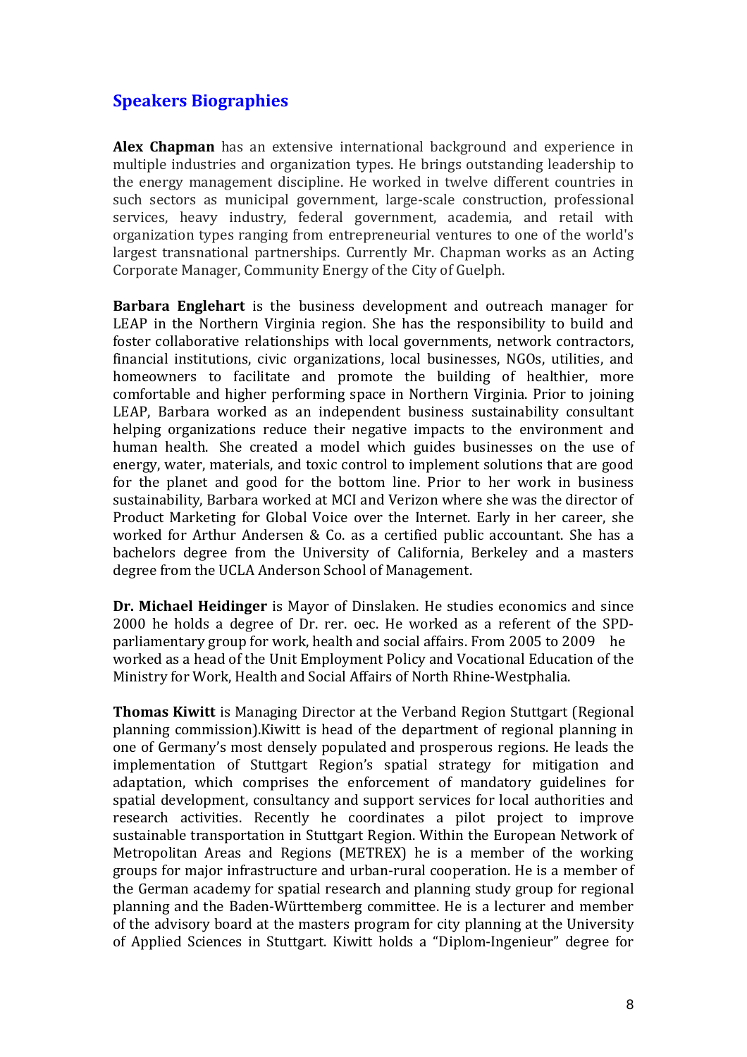## Speakers Biographies

**Alex Chapman** has an extensive international background and experience in multiple industries and organization types. He brings outstanding leadership to the energy management discipline. He worked in twelve different countries in such sectors as municipal government, large-scale construction, professional services, heavy industry, federal government, academia, and retail with organization types ranging from entrepreneurial ventures to one of the world's largest transnational partnerships. Currently Mr. Chapman works as an Acting Corporate Manager, Community Energy of the City of Guelph.

**Barbara Englehart** is the business development and outreach manager for LEAP in the Northern Virginia region. She has the responsibility to build and foster collaborative relationships with local governments, network contractors, financial institutions, civic organizations, local businesses, NGOs, utilities, and homeowners to facilitate and promote the building of healthier, more comfortable and higher performing space in Northern Virginia. Prior to joining LEAP, Barbara worked as an independent business sustainability consultant helping organizations reduce their negative impacts to the environment and human health. She created a model which guides businesses on the use of energy, water, materials, and toxic control to implement solutions that are good for the planet and good for the bottom line. Prior to her work in business sustainability, Barbara worked at MCI and Verizon where she was the director of Product Marketing for Global Voice over the Internet. Early in her career, she worked for Arthur Andersen & Co. as a certified public accountant. She has a bachelors degree from the University of California, Berkeley and a masters degree from the UCLA Anderson School of Management.

**Dr. Michael Heidinger** is Mayor of Dinslaken. He studies economics and since 2000 he holds a degree of Dr. rer. oec. He worked as a referent of the SPD-parliamentary group for work, health and social affairs. From 2005 to 2009 he worked as a head of the Unit Employment Policy and Vocational Education of the Ministry for Work, Health and Social Affairs of North Rhine-Westphalia.

**Thomas Kiwitt** is Managing Director at the Verband Region Stuttgart (Regional planning commission).Kiwitt is head of the department of regional planning in one of Germany's most densely populated and prosperous regions. He leads the implementation of Stuttgart Region's spatial strategy for mitigation and adaptation, which comprises the enforcement of mandatory guidelines for spatial development, consultancy and support services for local authorities and research activities. Recently he coordinates a pilot project to improve sustainable transportation in Stuttgart Region. Within the European Network of Metropolitan Areas and Regions (METREX) he is a member of the working groups for major infrastructure and urban-rural cooperation. He is a member of the German academy for spatial research and planning study group for regional planning and the Baden-Württemberg committee. He is a lecturer and member of the advisory board at the masters program for city planning at the University of Applied Sciences in Stuttgart. Kiwitt holds a "Diplom-Ingenieur" degree for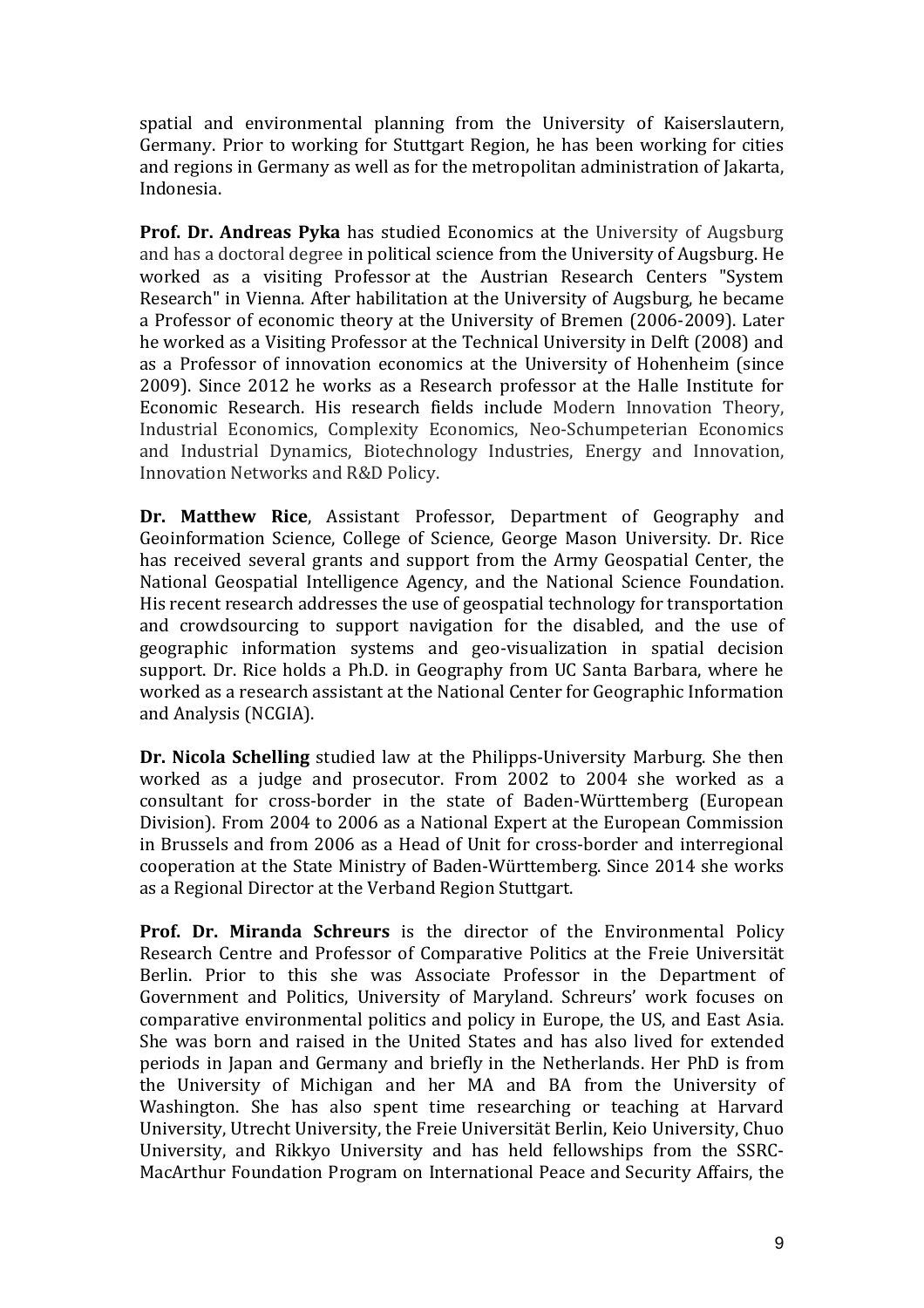spatial and environmental planning from the University of Kaiserslautern, Germany. Prior to working for Stuttgart Region, he has been working for cities and regions in Germany as well as for the metropolitan administration of Jakarta, Indonesia.

**Prof. Dr. Andreas Pyka** has studied Economics at the University of Augsburg and has a doctoral degree in political science from the University of Augsburg. He worked as a visiting Professor at the Austrian Research Centers "System Research" in Vienna. After habilitation at the University of Augsburg, he became a Professor of economic theory at the University of Bremen (2006-2009). Later he worked as a Visiting Professor at the Technical University in Delft (2008) and as a Professor of innovation economics at the University of Hohenheim (since 2009). Since 2012 he works as a Research professor at the Halle Institute for Economic Research. His research fields include Modern Innovation Theory, Industrial Economics, Complexity Economics, Neo-Schumpeterian Economics and Industrial Dynamics, Biotechnology Industries, Energy and Innovation, Innovation Networks and R&D Policy.

**Dr. Matthew Rice**, Assistant Professor, Department of Geography and Geoinformation Science, College of Science, George Mason University. Dr. Rice has received several grants and support from the Army Geospatial Center, the National Geospatial Intelligence Agency, and the National Science Foundation. His recent research addresses the use of geospatial technology for transportation and crowdsourcing to support navigation for the disabled, and the use of geographic information systems and geo-visualization in spatial decision support. Dr. Rice holds a Ph.D. in Geography from UC Santa Barbara, where he worked as a research assistant at the National Center for Geographic Information and Analysis (NCGIA).

**Dr. Nicola Schelling** studied law at the Philipps-University Marburg. She then worked as a judge and prosecutor. From 2002 to 2004 she worked as a consultant for cross-border in the state of Baden-Württemberg (European Division). From 2004 to 2006 as a National Expert at the European Commission in Brussels and from 2006 as a Head of Unit for cross-border and interregional cooperation at the State Ministry of Baden-Württemberg. Since 2014 she works as a Regional Director at the Verband Region Stuttgart.

**Prof. Dr. Miranda Schreurs** is the director of the Environmental Policy Research Centre and Professor of Comparative Politics at the Freie Universität Berlin. Prior to this she was Associate Professor in the Department of Government and Politics, University of Maryland. Schreurs' work focuses on comparative environmental politics and policy in Europe, the US, and East Asia. She was born and raised in the United States and has also lived for extended periods in Japan and Germany and briefly in the Netherlands. Her PhD is from the University of Michigan and her MA and BA from the University of Washington. She has also spent time researching or teaching at Harvard University, Utrecht University, the Freie Universität Berlin, Keio University, Chuo University, and Rikkyo University and has held fellowships from the SSRC-MacArthur Foundation Program on International Peace and Security Affairs, the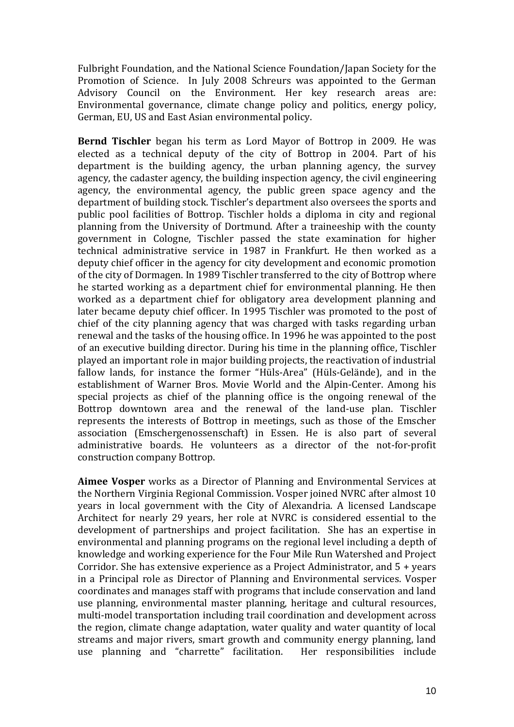Fulbright Foundation, and the National Science Foundation/Japan Society for the Promotion of Science. In July 2008 Schreurs was appointed to the German Advisory Council on the Environment. Her key research areas are: Environmental governance, climate change policy and politics, energy policy, German, EU, US and East Asian environmental policy.

**Bernd Tischler** began his term as Lord Mayor of Bottrop in 2009. He was elected as a technical deputy of the city of Bottrop in 2004. Part of his department is the building agency, the urban planning agency, the survey agency, the cadaster agency, the building inspection agency, the civil engineering agency, the environmental agency, the public green space agency and the department of building stock. Tischler's department also oversees the sports and public pool facilities of Bottrop. Tischler holds a diploma in city and regional planning from the University of Dortmund. After a traineeship with the county government in Cologne, Tischler passed the state examination for higher technical administrative service in 1987 in Frankfurt. He then worked as a deputy chief officer in the agency for city development and economic promotion of the city of Dormagen. In 1989 Tischler transferred to the city of Bottrop where he started working as a department chief for environmental planning. He then worked as a department chief for obligatory area development planning and later became deputy chief officer. In 1995 Tischler was promoted to the post of chief of the city planning agency that was charged with tasks regarding urban renewal and the tasks of the housing office. In 1996 he was appointed to the post of an executive building director. During his time in the planning office, Tischler played an important role in major building projects, the reactivation of industrial fallow lands, for instance the former "Hüls-Area" (Hüls-Gelände), and in the establishment of Warner Bros. Movie World and the Alpin-Center. Among his special projects as chief of the planning office is the ongoing renewal of the Bottrop downtown area and the renewal of the land-use plan. Tischler represents the interests of Bottrop in meetings, such as those of the Emscher association (Emschergenossenschaft) in Essen. He is also part of several administrative boards. He volunteers as a director of the not-for-profit construction company Bottrop.

**Aimee Vosper** works as a Director of Planning and Environmental Services at the Northern Virginia Regional Commission. Vosper joined NVRC after almost 10 years in local government with the City of Alexandria. A licensed Landscape Architect for nearly 29 years, her role at NVRC is considered essential to the development of partnerships and project facilitation. She has an expertise in environmental and planning programs on the regional level including a depth of knowledge and working experience for the Four Mile Run Watershed and Project Corridor. She has extensive experience as a Project Administrator, and 5 + years in a Principal role as Director of Planning and Environmental services. Vosper coordinates and manages staff with programs that include conservation and land use planning, environmental master planning, heritage and cultural resources, multi-model transportation including trail coordination and development across the region, climate change adaptation, water quality and water quantity of local streams and major rivers, smart growth and community energy planning, land use planning and "charrette" facilitation. Her responsibilities include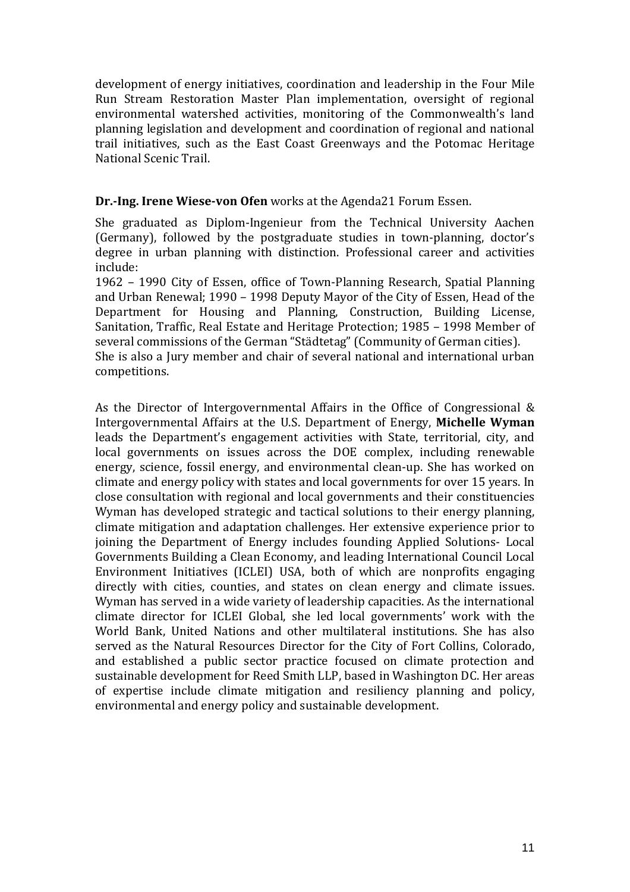development of energy initiatives, coordination and leadership in the Four Mile Run Stream Restoration Master Plan implementation, oversight of regional environmental watershed activities, monitoring of the Commonwealth's land planning legislation and development and coordination of regional and national trail initiatives, such as the East Coast Greenways and the Potomac Heritage National Scenic Trail.

**Dr.-Ing. Irene Wiese-von Ofen** works at the Agenda21 Forum Essen.

She graduated as Diplom-Ingenieur from the Technical University Aachen (Germany), followed by the postgraduate studies in town-planning, doctor's degree in urban planning with distinction. Professional career and activities include:
1962 – 1990 City of Essen, office of Town-Planning Research, Spatial Planning and Urban Renewal; 1990 – 1998 Deputy Mayor of the City of Essen, Head of the Department for Housing and Planning, Construction, Building License, Sanitation, Traffic, Real Estate and Heritage Protection; 1985 – 1998 Member of several commissions of the German "Städtetag" (Community of German cities).
She is also a Jury member and chair of several national and international urban competitions.

As the Director of Intergovernmental Affairs in the Office of Congressional & Intergovernmental Affairs at the U.S. Department of Energy, **Michelle Wyman** leads the Department's engagement activities with State, territorial, city, and local governments on issues across the DOE complex, including renewable energy, science, fossil energy, and environmental clean-up. She has worked on climate and energy policy with states and local governments for over 15 years. In close consultation with regional and local governments and their constituencies Wyman has developed strategic and tactical solutions to their energy planning, climate mitigation and adaptation challenges. Her extensive experience prior to joining the Department of Energy includes founding Applied Solutions- Local Governments Building a Clean Economy, and leading International Council Local Environment Initiatives (ICLEI) USA, both of which are nonprofits engaging directly with cities, counties, and states on clean energy and climate issues. Wyman has served in a wide variety of leadership capacities. As the international climate director for ICLEI Global, she led local governments' work with the World Bank, United Nations and other multilateral institutions. She has also served as the Natural Resources Director for the City of Fort Collins, Colorado, and established a public sector practice focused on climate protection and sustainable development for Reed Smith LLP, based in Washington DC. Her areas of expertise include climate mitigation and resiliency planning and policy, environmental and energy policy and sustainable development.